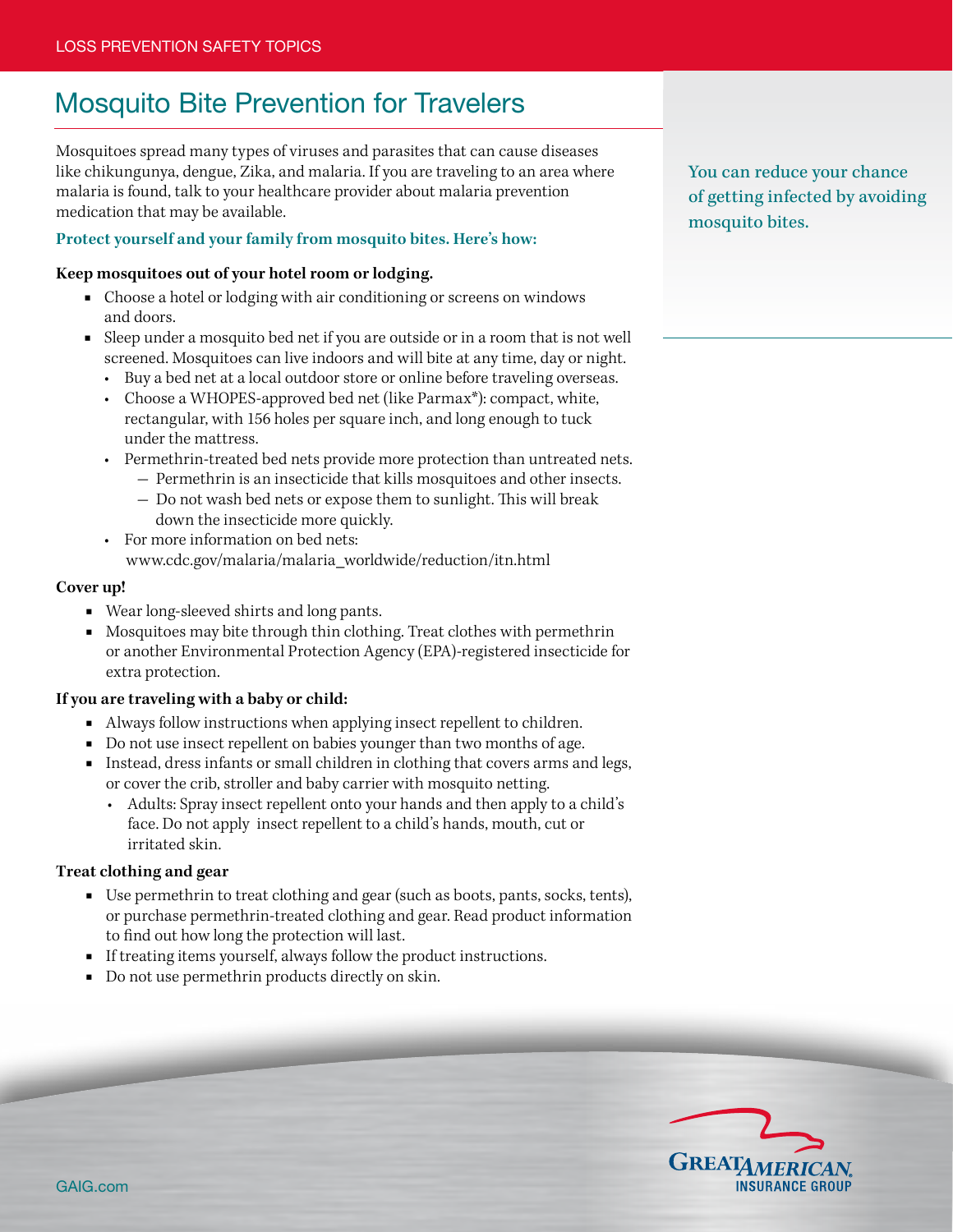# Mosquito Bite Prevention for Travelers

Mosquitoes spread many types of viruses and parasites that can cause diseases like chikungunya, dengue, Zika, and malaria. If you are traveling to an area where malaria is found, talk to your healthcare provider about malaria prevention medication that may be available.

You can reduce your chance of getting infected by avoiding mosquito bites.

**Protect yourself and your family from mosquito bites. Here's how:**

**Keep mosquitoes out of your hotel room or lodging.**

- Choose a hotel or lodging with air conditioning or screens on windows and doors.
- Sleep under a mosquito bed net if you are outside or in a room that is not well screened. Mosquitoes can live indoors and will bite at any time, day or night.
  - Buy a bed net at a local outdoor store or online before traveling overseas.
  - Choose a WHOPES-approved bed net (like Parmax*): compact, white, rectangular, with 156 holes per square inch, and long enough to tuck under the mattress.
  - Permethrin-treated bed nets provide more protection than untreated nets.
    - Permethrin is an insecticide that kills mosquitoes and other insects.
    - Do not wash bed nets or expose them to sunlight. This will break down the insecticide more quickly.
  - For more information on bed nets: www.cdc.gov/malaria/malaria_worldwide/reduction/itn.html

**Cover up!**

- Wear long-sleeved shirts and long pants.
- Mosquitoes may bite through thin clothing. Treat clothes with permethrin or another Environmental Protection Agency (EPA)-registered insecticide for extra protection.

**If you are traveling with a baby or child:**

- Always follow instructions when applying insect repellent to children.
- Do not use insect repellent on babies younger than two months of age.
- Instead, dress infants or small children in clothing that covers arms and legs, or cover the crib, stroller and baby carrier with mosquito netting.
  - Adults: Spray insect repellent onto your hands and then apply to a child's face. Do not apply insect repellent to a child's hands, mouth, cut or irritated skin.

**Treat clothing and gear**

- Use permethrin to treat clothing and gear (such as boots, pants, socks, tents), or purchase permethrin-treated clothing and gear. Read product information to find out how long the protection will last.
- If treating items yourself, always follow the product instructions.
- Do not use permethrin products directly on skin.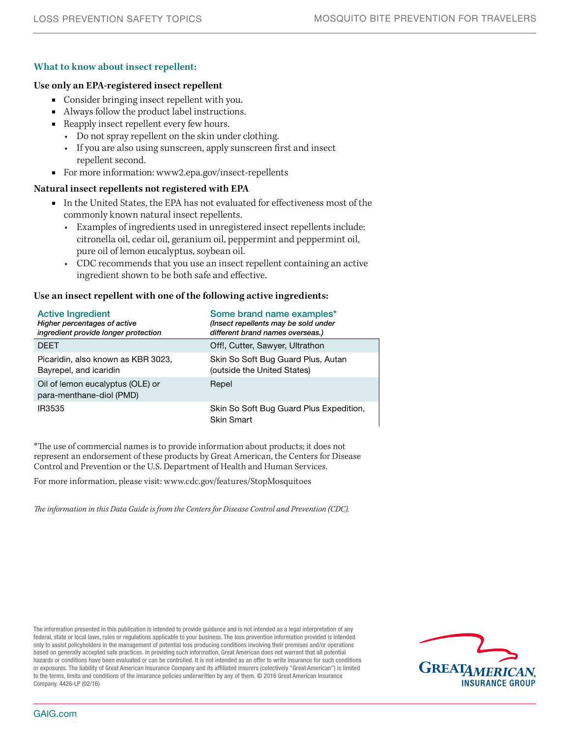### What to know about insect repellent:

**Use only an EPA-registered insect repellent**

- Consider bringing insect repellent with you.
- Always follow the product label instructions.
- Reapply insect repellent every few hours.
  - Do not spray repellent on the skin under clothing.
  - If you are also using sunscreen, apply sunscreen first and insect repellent second.
- For more information: www2.epa.gov/insect-repellents

**Natural insect repellents not registered with EPA**

- In the United States, the EPA has not evaluated for effectiveness most of the commonly known natural insect repellents.
  - Examples of ingredients used in unregistered insect repellents include: citronella oil, cedar oil, geranium oil, peppermint and peppermint oil, pure oil of lemon eucalyptus, soybean oil.
  - CDC recommends that you use an insect repellent containing an active ingredient shown to be both safe and effective.

**Use an insect repellent with one of the following active ingredients:**

| Active Ingredient *Higher percentages of active ingredient provide longer protection* | Some brand name examples* *(Insect repellents may be sold under different brand names overseas.)* |
|---|---|
| DEET | Off!, Cutter, Sawyer, Ultrathon |
| Picaridin, also known as KBR 3023, Bayrepel, and icaridin | Skin So Soft Bug Guard Plus, Autan (outside the United States) |
| Oil of lemon eucalyptus (OLE) or para-menthane-diol (PMD) | Repel |
| IR3535 | Skin So Soft Bug Guard Plus Expedition, Skin Smart |

*The use of commercial names is to provide information about products; it does not represent an endorsement of these products by Great American, the Centers for Disease Control and Prevention or the U.S. Department of Health and Human Services.

For more information, please visit: www.cdc.gov/features/StopMosquitoes

*The information in this Data Guide is from the Centers for Disease Control and Prevention (CDC).*

The information presented in this publication is intended to provide guidance and is not intended as a legal interpretation of any federal, state or local laws, rules or regulations applicable to your business. The loss prevention information provided is intended only to assist policyholders in the management of potential loss producing conditions involving their premises and/or operations based on generally accepted safe practices. In providing such information, Great American does not warrant that all potential hazards or conditions have been evaluated or can be controlled. It is not intended as an offer to write insurance for such conditions or exposures. The liability of Great American Insurance Company and its affiliated insurers (colectively "Great American") is limited to the terms, limits and conditions of the insurance policies underwritten by any of them. © 2016 Great American Insurance Company. 4426-LP (02/16)

GREAT AMERICAN INSURANCE GROUP

GAIG.com